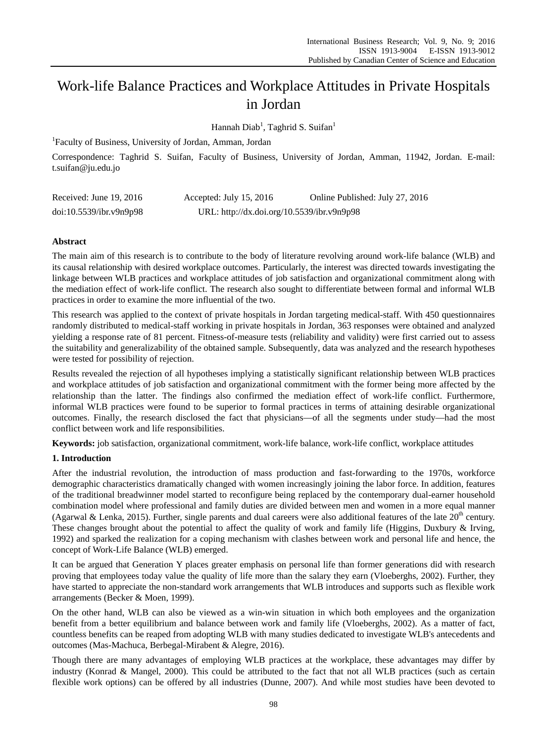# Work-life Balance Practices and Workplace Attitudes in Private Hospitals in Jordan

Hannah Diab[1], Taghrid S. Suifan[1]

[1]Faculty of Business, University of Jordan, Amman, Jordan

Correspondence: Taghrid S. Suifan, Faculty of Business, University of Jordan, Amman, 11942, Jordan. E-mail: t.suifan@ju.edu.jo

Received: June 19, 2016 Accepted: July 15, 2016 Online Published: July 27, 2016

doi:10.5539/ibr.v9n9p98 URL: http://dx.doi.org/10.5539/ibr.v9n9p98

**Abstract**

The main aim of this research is to contribute to the body of literature revolving around work-life balance (WLB) and its causal relationship with desired workplace outcomes. Particularly, the interest was directed towards investigating the linkage between WLB practices and workplace attitudes of job satisfaction and organizational commitment along with the mediation effect of work-life conflict. The research also sought to differentiate between formal and informal WLB practices in order to examine the more influential of the two.

This research was applied to the context of private hospitals in Jordan targeting medical-staff. With 450 questionnaires randomly distributed to medical-staff working in private hospitals in Jordan, 363 responses were obtained and analyzed yielding a response rate of 81 percent. Fitness-of-measure tests (reliability and validity) were first carried out to assess the suitability and generalizability of the obtained sample. Subsequently, data was analyzed and the research hypotheses were tested for possibility of rejection.

Results revealed the rejection of all hypotheses implying a statistically significant relationship between WLB practices and workplace attitudes of job satisfaction and organizational commitment with the former being more affected by the relationship than the latter. The findings also confirmed the mediation effect of work-life conflict. Furthermore, informal WLB practices were found to be superior to formal practices in terms of attaining desirable organizational outcomes. Finally, the research disclosed the fact that physicians—of all the segments under study—had the most conflict between work and life responsibilities.

**Keywords:** job satisfaction, organizational commitment, work-life balance, work-life conflict, workplace attitudes

## 1. Introduction

After the industrial revolution, the introduction of mass production and fast-forwarding to the 1970s, workforce demographic characteristics dramatically changed with women increasingly joining the labor force. In addition, features of the traditional breadwinner model started to reconfigure being replaced by the contemporary dual-earner household combination model where professional and family duties are divided between men and women in a more equal manner (Agarwal & Lenka, 2015). Further, single parents and dual careers were also additional features of the late 20th century. These changes brought about the potential to affect the quality of work and family life (Higgins, Duxbury & Irving, 1992) and sparked the realization for a coping mechanism with clashes between work and personal life and hence, the concept of Work-Life Balance (WLB) emerged.

It can be argued that Generation Y places greater emphasis on personal life than former generations did with research proving that employees today value the quality of life more than the salary they earn (Vloeberghs, 2002). Further, they have started to appreciate the non-standard work arrangements that WLB introduces and supports such as flexible work arrangements (Becker & Moen, 1999).

On the other hand, WLB can also be viewed as a win-win situation in which both employees and the organization benefit from a better equilibrium and balance between work and family life (Vloeberghs, 2002). As a matter of fact, countless benefits can be reaped from adopting WLB with many studies dedicated to investigate WLB's antecedents and outcomes (Mas-Machuca, Berbegal-Mirabent & Alegre, 2016).

Though there are many advantages of employing WLB practices at the workplace, these advantages may differ by industry (Konrad & Mangel, 2000). This could be attributed to the fact that not all WLB practices (such as certain flexible work options) can be offered by all industries (Dunne, 2007). And while most studies have been devoted to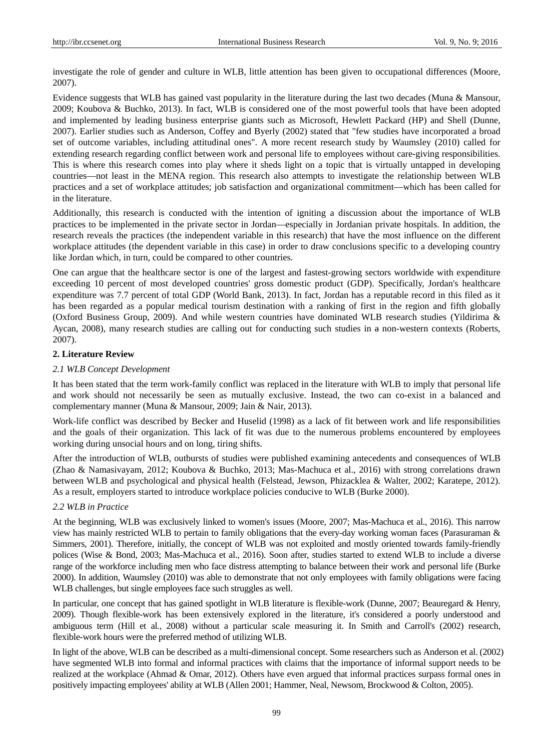investigate the role of gender and culture in WLB, little attention has been given to occupational differences (Moore, 2007).

Evidence suggests that WLB has gained vast popularity in the literature during the last two decades (Muna & Mansour, 2009; Koubova & Buchko, 2013). In fact, WLB is considered one of the most powerful tools that have been adopted and implemented by leading business enterprise giants such as Microsoft, Hewlett Packard (HP) and Shell (Dunne, 2007). Earlier studies such as Anderson, Coffey and Byerly (2002) stated that "few studies have incorporated a broad set of outcome variables, including attitudinal ones". A more recent research study by Waumsley (2010) called for extending research regarding conflict between work and personal life to employees without care-giving responsibilities. This is where this research comes into play where it sheds light on a topic that is virtually untapped in developing countries—not least in the MENA region. This research also attempts to investigate the relationship between WLB practices and a set of workplace attitudes; job satisfaction and organizational commitment—which has been called for in the literature.

Additionally, this research is conducted with the intention of igniting a discussion about the importance of WLB practices to be implemented in the private sector in Jordan—especially in Jordanian private hospitals. In addition, the research reveals the practices (the independent variable in this research) that have the most influence on the different workplace attitudes (the dependent variable in this case) in order to draw conclusions specific to a developing country like Jordan which, in turn, could be compared to other countries.

One can argue that the healthcare sector is one of the largest and fastest-growing sectors worldwide with expenditure exceeding 10 percent of most developed countries' gross domestic product (GDP). Specifically, Jordan's healthcare expenditure was 7.7 percent of total GDP (World Bank, 2013). In fact, Jordan has a reputable record in this filed as it has been regarded as a popular medical tourism destination with a ranking of first in the region and fifth globally (Oxford Business Group, 2009). And while western countries have dominated WLB research studies (Yildirima & Aycan, 2008), many research studies are calling out for conducting such studies in ~~a~~ non-western contexts (Roberts, 2007).

## 2. Literature Review

### *2.1 WLB Concept Development*

It has been stated that the term work-family conflict was replaced in the literature with WLB to imply that personal life and work should not necessarily be seen as mutually exclusive. Instead, the two can co-exist in a balanced and complementary manner (Muna & Mansour, 2009; Jain & Nair, 2013).

Work-life conflict was described by Becker and Huselid (1998) as a lack of fit between work and life responsibilities and the goals of their organization. This lack of fit was due to the numerous problems encountered by employees working during unsocial hours and on long, tiring shifts.

After the introduction of WLB, outbursts of studies were published examining antecedents and consequences of WLB (Zhao & Namasivayam, 2012; Koubova & Buchko, 2013; Mas-Machuca et al., 2016) with strong correlations drawn between WLB and psychological and physical health (Felstead, Jewson, Phizacklea & Walter, 2002; Karatepe, 2012). As a result, employers started to introduce workplace policies conducive to WLB (Burke 2000).

### *2.2 WLB in Practice*

At the beginning, WLB was exclusively linked to women's issues (Moore, 2007; Mas-Machuca et al., 2016). This narrow view has mainly restricted WLB to pertain to family obligations that the every-day working woman faces (Parasuraman & Simmers, 2001). Therefore, initially, the concept of WLB was not exploited and mostly oriented towards family-friendly polices (Wise & Bond, 2003; Mas-Machuca et al., 2016). Soon after, studies started to extend WLB to include a diverse range of the workforce including men who face distress attempting to balance between their work and personal life (Burke 2000). In addition, Waumsley (2010) was able to demonstrate that not only employees with family obligations were facing WLB challenges, but single employees face such struggles as well.

In particular, one concept that has gained spotlight in WLB literature is flexible-work (Dunne, 2007; Beauregard & Henry, 2009). Though flexible-work has been extensively explored in the literature, it's considered a poorly understood and ambiguous term (Hill et al., 2008) without a particular scale measuring it. In Smith and Carroll's (2002) research, flexible-work hours were the preferred method of utilizing WLB.

In light of the above, WLB can be described as a multi-dimensional concept. Some researchers such as Anderson et al. (2002) have segmented WLB into formal and informal practices with claims that the importance of informal support needs to be realized at the workplace (Ahmad & Omar, 2012). Others have even argued that informal practices surpass formal ones in positively impacting employees' ability at WLB (Allen 2001; Hammer, Neal, Newsom, Brockwood & Colton, 2005).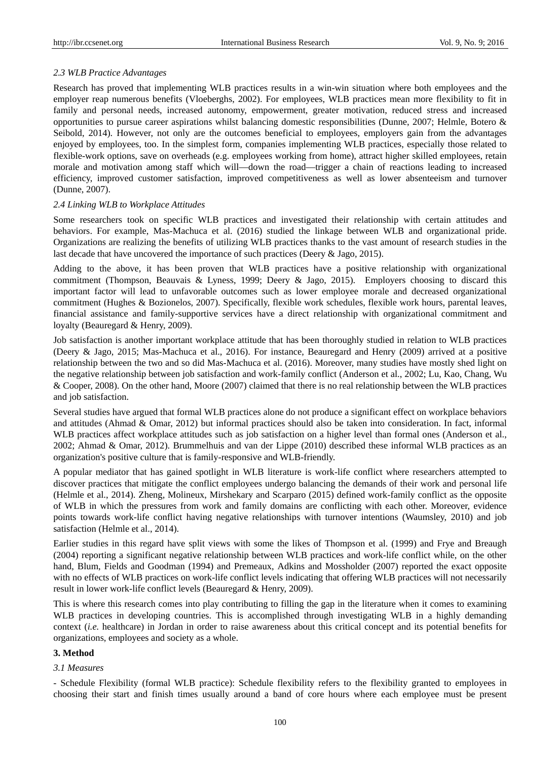### 2.3 WLB Practice Advantages

Research has proved that implementing WLB practices results in a win-win situation where both employees and the employer reap numerous benefits (Vloeberghs, 2002). For employees, WLB practices mean more flexibility to fit in family and personal needs, increased autonomy, empowerment, greater motivation, reduced stress and increased opportunities to pursue career aspirations whilst balancing domestic responsibilities (Dunne, 2007; Helmle, Botero & Seibold, 2014). However, not only are the outcomes beneficial to employees, employers gain from the advantages enjoyed by employees, too. In the simplest form, companies implementing WLB practices, especially those related to flexible-work options, save on overheads (e.g. employees working from home), attract higher skilled employees, retain morale and motivation among staff which will—down the road—trigger a chain of reactions leading to increased efficiency, improved customer satisfaction, improved competitiveness as well as lower absenteeism and turnover (Dunne, 2007).

### 2.4 Linking WLB to Workplace Attitudes

Some researchers took on specific WLB practices and investigated their relationship with certain attitudes and behaviors. For example, Mas-Machuca et al. (2016) studied the linkage between WLB and organizational pride. Organizations are realizing the benefits of utilizing WLB practices thanks to the vast amount of research studies in the last decade that have uncovered the importance of such practices (Deery & Jago, 2015).

Adding to the above, it has been proven that WLB practices have a positive relationship with organizational commitment (Thompson, Beauvais & Lyness, 1999; Deery & Jago, 2015). Employers choosing to discard this important factor will lead to unfavorable outcomes such as lower employee morale and decreased organizational commitment (Hughes & Bozionelos, 2007). Specifically, flexible work schedules, flexible work hours, parental leaves, financial assistance and family-supportive services have a direct relationship with organizational commitment and loyalty (Beauregard & Henry, 2009).

Job satisfaction is another important workplace attitude that has been thoroughly studied in relation to WLB practices (Deery & Jago, 2015; Mas-Machuca et al., 2016). For instance, Beauregard and Henry (2009) arrived at a positive relationship between the two and so did Mas-Machuca et al. (2016). Moreover, many studies have mostly shed light on the negative relationship between job satisfaction and work-family conflict (Anderson et al., 2002; Lu, Kao, Chang, Wu & Cooper, 2008). On the other hand, Moore (2007) claimed that there is no real relationship between the WLB practices and job satisfaction.

Several studies have argued that formal WLB practices alone do not produce a significant effect on workplace behaviors and attitudes (Ahmad & Omar, 2012) but informal practices should also be taken into consideration. In fact, informal WLB practices affect workplace attitudes such as job satisfaction on a higher level than formal ones (Anderson et al., 2002; Ahmad & Omar, 2012). Brummelhuis and van der Lippe (2010) described these informal WLB practices as an organization's positive culture that is family-responsive and WLB-friendly.

A popular mediator that has gained spotlight in WLB literature is work-life conflict where researchers attempted to discover practices that mitigate the conflict employees undergo balancing the demands of their work and personal life (Helmle et al., 2014). Zheng, Molineux, Mirshekary and Scarparo (2015) defined work-family conflict as the opposite of WLB in which the pressures from work and family domains are conflicting with each other. Moreover, evidence points towards work-life conflict having negative relationships with turnover intentions (Waumsley, 2010) and job satisfaction (Helmle et al., 2014).

Earlier studies in this regard have split views with some the likes of Thompson et al. (1999) and Frye and Breaugh (2004) reporting a significant negative relationship between WLB practices and work-life conflict while, on the other hand, Blum, Fields and Goodman (1994) and Premeaux, Adkins and Mossholder (2007) reported the exact opposite with no effects of WLB practices on work-life conflict levels indicating that offering WLB practices will not necessarily result in lower work-life conflict levels (Beauregard & Henry, 2009).

This is where this research comes into play contributing to filling the gap in the literature when it comes to examining WLB practices in developing countries. This is accomplished through investigating WLB in a highly demanding context (*i.e.* healthcare) in Jordan in order to raise awareness about this critical concept and its potential benefits for organizations, employees and society as a whole.

## 3. Method

### 3.1 Measures

- Schedule Flexibility (formal WLB practice): Schedule flexibility refers to the flexibility granted to employees in choosing their start and finish times usually around a band of core hours where each employee must be present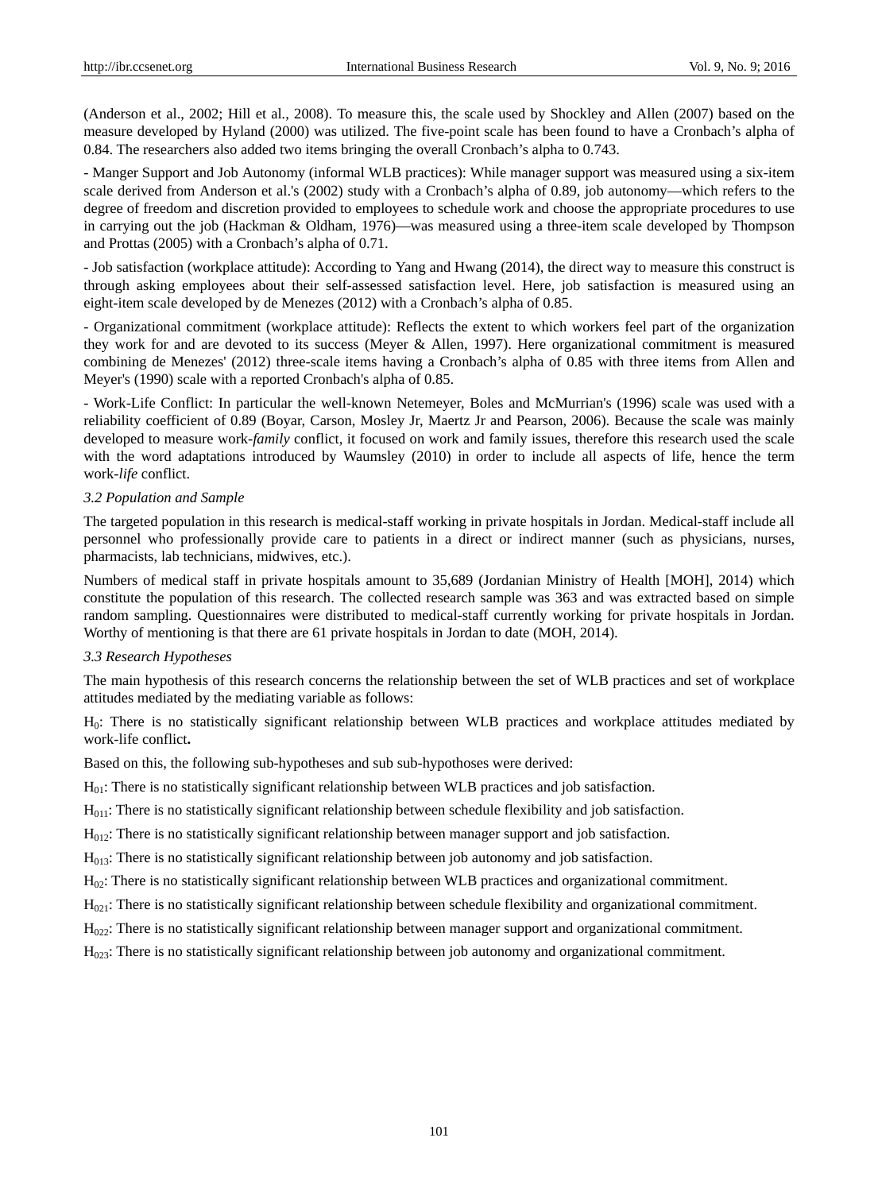(Anderson et al., 2002; Hill et al., 2008). To measure this, the scale used by Shockley and Allen (2007) based on the measure developed by Hyland (2000) was utilized. The five-point scale has been found to have a Cronbach's alpha of 0.84. The researchers also added two items bringing the overall Cronbach's alpha to 0.743.

- Manger Support and Job Autonomy (informal WLB practices): While manager support was measured using a six-item scale derived from Anderson et al.'s (2002) study with a Cronbach's alpha of 0.89, job autonomy—which refers to the degree of freedom and discretion provided to employees to schedule work and choose the appropriate procedures to use in carrying out the job (Hackman & Oldham, 1976)—was measured using a three-item scale developed by Thompson and Prottas (2005) with a Cronbach's alpha of 0.71.

- Job satisfaction (workplace attitude): According to Yang and Hwang (2014), the direct way to measure this construct is through asking employees about their self-assessed satisfaction level. Here, job satisfaction is measured using an eight-item scale developed by de Menezes (2012) with a Cronbach's alpha of 0.85.

- Organizational commitment (workplace attitude): Reflects the extent to which workers feel part of the organization they work for and are devoted to its success (Meyer & Allen, 1997). Here organizational commitment is measured combining de Menezes' (2012) three-scale items having a Cronbach's alpha of 0.85 with three items from Allen and Meyer's (1990) scale with a reported Cronbach's alpha of 0.85.

- Work-Life Conflict: In particular the well-known Netemeyer, Boles and McMurrian's (1996) scale was used with a reliability coefficient of 0.89 (Boyar, Carson, Mosley Jr, Maertz Jr and Pearson, 2006). Because the scale was mainly developed to measure work-*family* conflict, it focused on work and family issues, therefore this research used the scale with the word adaptations introduced by Waumsley (2010) in order to include all aspects of life, hence the term work-*life* conflict.

*3.2 Population and Sample*

The targeted population in this research is medical-staff working in private hospitals in Jordan. Medical-staff include all personnel who professionally provide care to patients in a direct or indirect manner (such as physicians, nurses, pharmacists, lab technicians, midwives, etc.).

Numbers of medical staff in private hospitals amount to 35,689 (Jordanian Ministry of Health [MOH], 2014) which constitute the population of this research. The collected research sample was 363 and was extracted based on simple random sampling. Questionnaires were distributed to medical-staff currently working for private hospitals in Jordan. Worthy of mentioning is that there are 61 private hospitals in Jordan to date (MOH, 2014).

*3.3 Research Hypotheses*

The main hypothesis of this research concerns the relationship between the set of WLB practices and set of workplace attitudes mediated by the mediating variable as follows:

$H_0$: There is no statistically significant relationship between WLB practices and workplace attitudes mediated by work-life conflict**.**

Based on this, the following sub-hypotheses and sub sub-hypothoses were derived:

$H_{01}$: There is no statistically significant relationship between WLB practices and job satisfaction.

$H_{011}$: There is no statistically significant relationship between schedule flexibility and job satisfaction.

$H_{012}$: There is no statistically significant relationship between manager support and job satisfaction.

$H_{013}$: There is no statistically significant relationship between job autonomy and job satisfaction.

$H_{02}$: There is no statistically significant relationship between WLB practices and organizational commitment.

$H_{021}$: There is no statistically significant relationship between schedule flexibility and organizational commitment.

$H_{022}$: There is no statistically significant relationship between manager support and organizational commitment.

$H_{023}$: There is no statistically significant relationship between job autonomy and organizational commitment.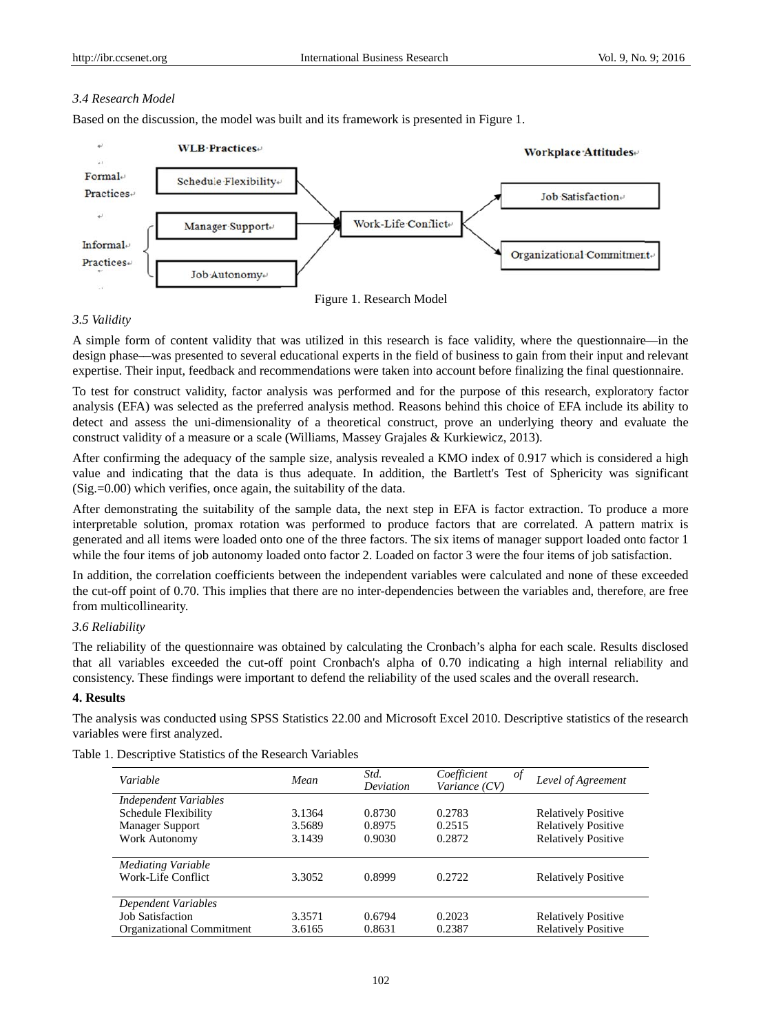### 3.4 Research Model

Based on the discussion, the model was built and its framework is presented in Figure 1.

Figure 1. Research Model

### 3.5 Validity

A simple form of content validity that was utilized in this research is face validity, where the questionnaire—in the design phase—was presented to several educational experts in the field of business to gain from their input and relevant expertise. Their input, feedback and recommendations were taken into account before finalizing the final questionnaire.

To test for construct validity, factor analysis was performed and for the purpose of this research, exploratory factor analysis (EFA) was selected as the preferred analysis method. Reasons behind this choice of EFA include its ability to detect and assess the uni-dimensionality of a theoretical construct, prove an underlying theory and evaluate the construct validity of a measure or a scale (Williams, Massey Grajales & Kurkiewicz, 2013).

After confirming the adequacy of the sample size, analysis revealed a KMO index of 0.917 which is considered a high value and indicating that the data is thus adequate. In addition, the Bartlett's Test of Sphericity was significant (Sig.=0.00) which verifies, once again, the suitability of the data.

After demonstrating the suitability of the sample data, the next step in EFA is factor extraction. To produce a more interpretable solution, promax rotation was performed to produce factors that are correlated. A pattern matrix is generated and all items were loaded onto one of the three factors. The six items of manager support loaded onto factor 1 while the four items of job autonomy loaded onto factor 2. Loaded on factor 3 were the four items of job satisfaction.

In addition, the correlation coefficients between the independent variables were calculated and none of these exceeded the cut-off point of 0.70. This implies that there are no inter-dependencies between the variables and, therefore, are free from multicollinearity.

### 3.6 Reliability

The reliability of the questionnaire was obtained by calculating the Cronbach's alpha for each scale. Results disclosed that all variables exceeded the cut-off point Cronbach's alpha of 0.70 indicating a high internal reliability and consistency. These findings were important to defend the reliability of the used scales and the overall research.

## 4. Results

The analysis was conducted using SPSS Statistics 22.00 and Microsoft Excel 2010. Descriptive statistics of the research variables were first analyzed.

Table 1. Descriptive Statistics of the Research Variables

| *Variable* | *Mean* | *Std. Deviation* | *Coefficient of Variance (CV)* | *Level of Agreement* |
|---|---|---|---|---|
| *Independent Variables* | | | | |
| Schedule Flexibility | 3.1364 | 0.8730 | 0.2783 | Relatively Positive |
| Manager Support | 3.5689 | 0.8975 | 0.2515 | Relatively Positive |
| Work Autonomy | 3.1439 | 0.9030 | 0.2872 | Relatively Positive |
| *Mediating Variable* | | | | |
| Work-Life Conflict | 3.3052 | 0.8999 | 0.2722 | Relatively Positive |
| *Dependent Variables* | | | | |
| Job Satisfaction | 3.3571 | 0.6794 | 0.2023 | Relatively Positive |
| Organizational Commitment | 3.6165 | 0.8631 | 0.2387 | Relatively Positive |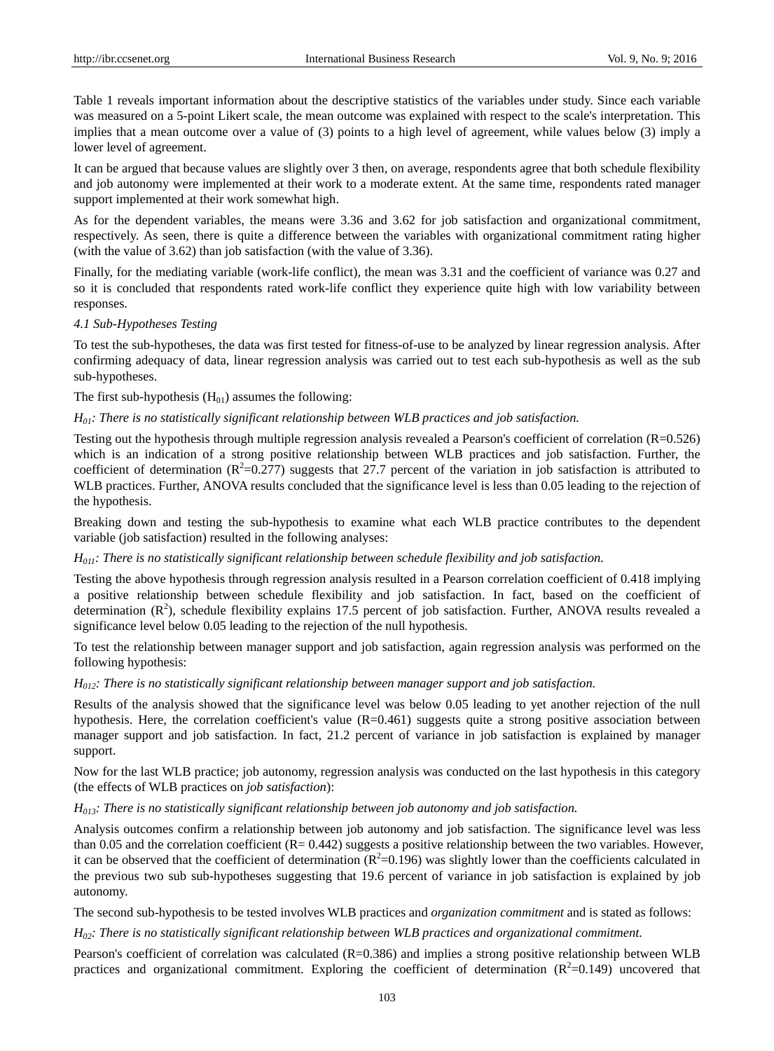Table 1 reveals important information about the descriptive statistics of the variables under study. Since each variable was measured on a 5-point Likert scale, the mean outcome was explained with respect to the scale's interpretation. This implies that a mean outcome over a value of (3) points to a high level of agreement, while values below (3) imply a lower level of agreement.

It can be argued that because values are slightly over 3 then, on average, respondents agree that both schedule flexibility and job autonomy were implemented at their work to a moderate extent. At the same time, respondents rated manager support implemented at their work somewhat high.

As for the dependent variables, the means were 3.36 and 3.62 for job satisfaction and organizational commitment, respectively. As seen, there is quite a difference between the variables with organizational commitment rating higher (with the value of 3.62) than job satisfaction (with the value of 3.36).

Finally, for the mediating variable (work-life conflict), the mean was 3.31 and the coefficient of variance was 0.27 and so it is concluded that respondents rated work-life conflict they experience quite high with low variability between responses.

### *4.1 Sub-Hypotheses Testing*

To test the sub-hypotheses, the data was first tested for fitness-of-use to be analyzed by linear regression analysis. After confirming adequacy of data, linear regression analysis was carried out to test each sub-hypothesis as well as the sub sub-hypotheses.

The first sub-hypothesis ($H_{01}$) assumes the following:

*$H_{01}$: There is no statistically significant relationship between WLB practices and job satisfaction.*

Testing out the hypothesis through multiple regression analysis revealed a Pearson's coefficient of correlation (R=0.526) which is an indication of a strong positive relationship between WLB practices and job satisfaction. Further, the coefficient of determination ($R^2$=0.277) suggests that 27.7 percent of the variation in job satisfaction is attributed to WLB practices. Further, ANOVA results concluded that the significance level is less than 0.05 leading to the rejection of the hypothesis.

Breaking down and testing the sub-hypothesis to examine what each WLB practice contributes to the dependent variable (job satisfaction) resulted in the following analyses:

*$H_{011}$: There is no statistically significant relationship between schedule flexibility and job satisfaction.*

Testing the above hypothesis through regression analysis resulted in a Pearson correlation coefficient of 0.418 implying a positive relationship between schedule flexibility and job satisfaction. In fact, based on the coefficient of determination ($R^2$), schedule flexibility explains 17.5 percent of job satisfaction. Further, ANOVA results revealed a significance level below 0.05 leading to the rejection of the null hypothesis.

To test the relationship between manager support and job satisfaction, again regression analysis was performed on the following hypothesis:

*$H_{012}$: There is no statistically significant relationship between manager support and job satisfaction.*

Results of the analysis showed that the significance level was below 0.05 leading to yet another rejection of the null hypothesis. Here, the correlation coefficient's value (R=0.461) suggests quite a strong positive association between manager support and job satisfaction. In fact, 21.2 percent of variance in job satisfaction is explained by manager support.

Now for the last WLB practice; job autonomy, regression analysis was conducted on the last hypothesis in this category (the effects of WLB practices on *job satisfaction*):

*$H_{013}$: There is no statistically significant relationship between job autonomy and job satisfaction.*

Analysis outcomes confirm a relationship between job autonomy and job satisfaction. The significance level was less than 0.05 and the correlation coefficient (R= 0.442) suggests a positive relationship between the two variables. However, it can be observed that the coefficient of determination ($R^2$=0.196) was slightly lower than the coefficients calculated in the previous two sub sub-hypotheses suggesting that 19.6 percent of variance in job satisfaction is explained by job autonomy.

The second sub-hypothesis to be tested involves WLB practices and *organization commitment* and is stated as follows:

*$H_{02}$: There is no statistically significant relationship between WLB practices and organizational commitment.*

Pearson's coefficient of correlation was calculated (R=0.386) and implies a strong positive relationship between WLB practices and organizational commitment. Exploring the coefficient of determination ($R^2$=0.149) uncovered that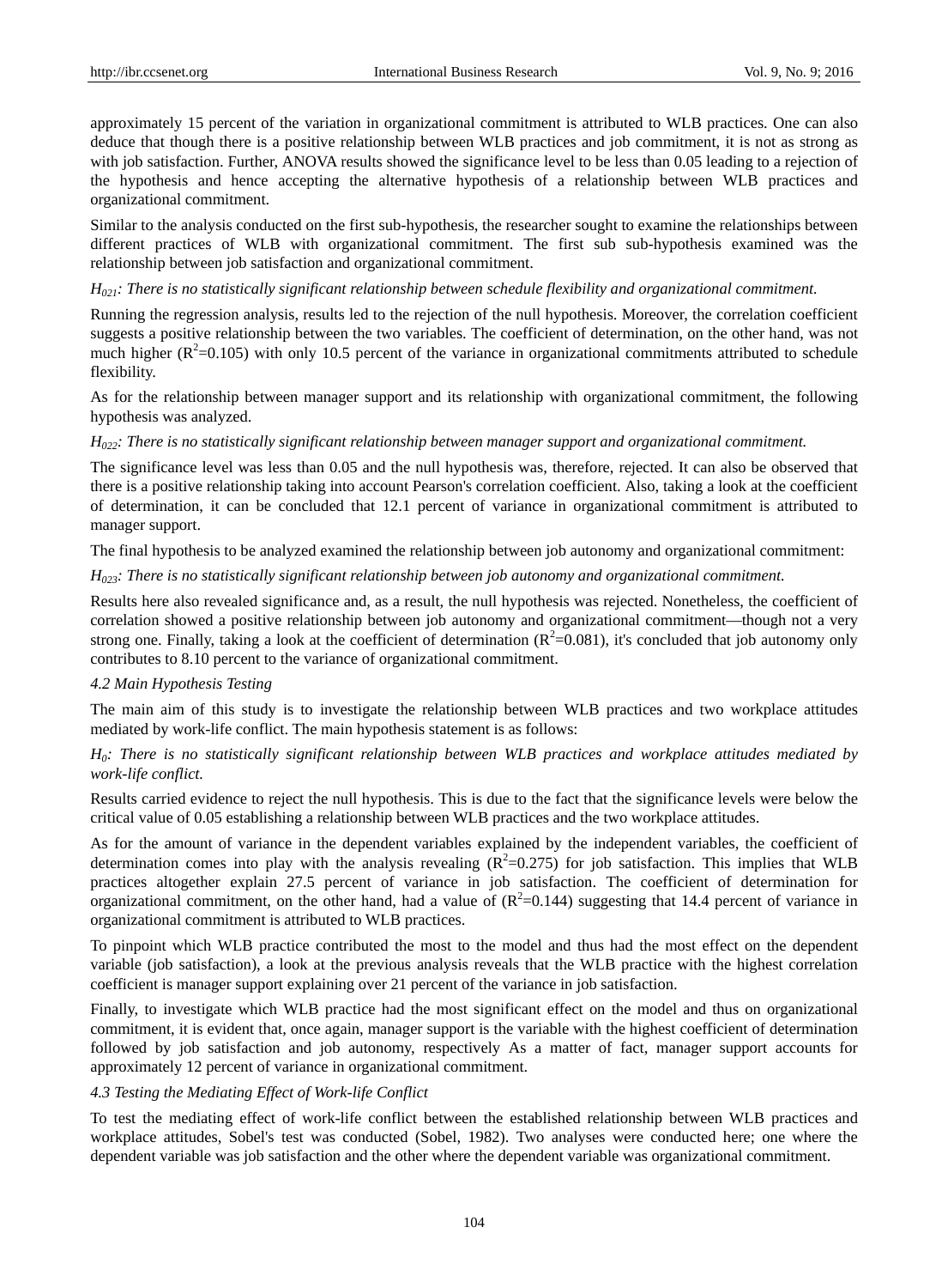approximately 15 percent of the variation in organizational commitment is attributed to WLB practices. One can also deduce that though there is a positive relationship between WLB practices and job commitment, it is not as strong as with job satisfaction. Further, ANOVA results showed the significance level to be less than 0.05 leading to a rejection of the hypothesis and hence accepting the alternative hypothesis of a relationship between WLB practices and organizational commitment.

Similar to the analysis conducted on the first sub-hypothesis, the researcher sought to examine the relationships between different practices of WLB with organizational commitment. The first sub sub-hypothesis examined was the relationship between job satisfaction and organizational commitment.

*$H_{021}$: There is no statistically significant relationship between schedule flexibility and organizational commitment.*

Running the regression analysis, results led to the rejection of the null hypothesis. Moreover, the correlation coefficient suggests a positive relationship between the two variables. The coefficient of determination, on the other hand, was not much higher ($R^2$=0.105) with only 10.5 percent of the variance in organizational commitments attributed to schedule flexibility.

As for the relationship between manager support and its relationship with organizational commitment, the following hypothesis was analyzed.

*$H_{022}$: There is no statistically significant relationship between manager support and organizational commitment.*

The significance level was less than 0.05 and the null hypothesis was, therefore, rejected. It can also be observed that there is a positive relationship taking into account Pearson's correlation coefficient. Also, taking a look at the coefficient of determination, it can be concluded that 12.1 percent of variance in organizational commitment is attributed to manager support.

The final hypothesis to be analyzed examined the relationship between job autonomy and organizational commitment:

*$H_{023}$: There is no statistically significant relationship between job autonomy and organizational commitment.*

Results here also revealed significance and, as a result, the null hypothesis was rejected. Nonetheless, the coefficient of correlation showed a positive relationship between job autonomy and organizational commitment—though not a very strong one. Finally, taking a look at the coefficient of determination ($R^2$=0.081), it's concluded that job autonomy only contributes to 8.10 percent to the variance of organizational commitment.

*4.2 Main Hypothesis Testing*

The main aim of this study is to investigate the relationship between WLB practices and two workplace attitudes mediated by work-life conflict. The main hypothesis statement is as follows:

*$H_0$: There is no statistically significant relationship between WLB practices and workplace attitudes mediated by work-life conflict.*

Results carried evidence to reject the null hypothesis. This is due to the fact that the significance levels were below the critical value of 0.05 establishing a relationship between WLB practices and the two workplace attitudes.

As for the amount of variance in the dependent variables explained by the independent variables, the coefficient of determination comes into play with the analysis revealing ($R^2$=0.275) for job satisfaction. This implies that WLB practices altogether explain 27.5 percent of variance in job satisfaction. The coefficient of determination for organizational commitment, on the other hand, had a value of ($R^2$=0.144) suggesting that 14.4 percent of variance in organizational commitment is attributed to WLB practices.

To pinpoint which WLB practice contributed the most to the model and thus had the most effect on the dependent variable (job satisfaction), a look at the previous analysis reveals that the WLB practice with the highest correlation coefficient is manager support explaining over 21 percent of the variance in job satisfaction.

Finally, to investigate which WLB practice had the most significant effect on the model and thus on organizational commitment, it is evident that, once again, manager support is the variable with the highest coefficient of determination followed by job satisfaction and job autonomy, respectively As a matter of fact, manager support accounts for approximately 12 percent of variance in organizational commitment.

*4.3 Testing the Mediating Effect of Work-life Conflict*

To test the mediating effect of work-life conflict between the established relationship between WLB practices and workplace attitudes, Sobel's test was conducted (Sobel, 1982). Two analyses were conducted here; one where the dependent variable was job satisfaction and the other where the dependent variable was organizational commitment.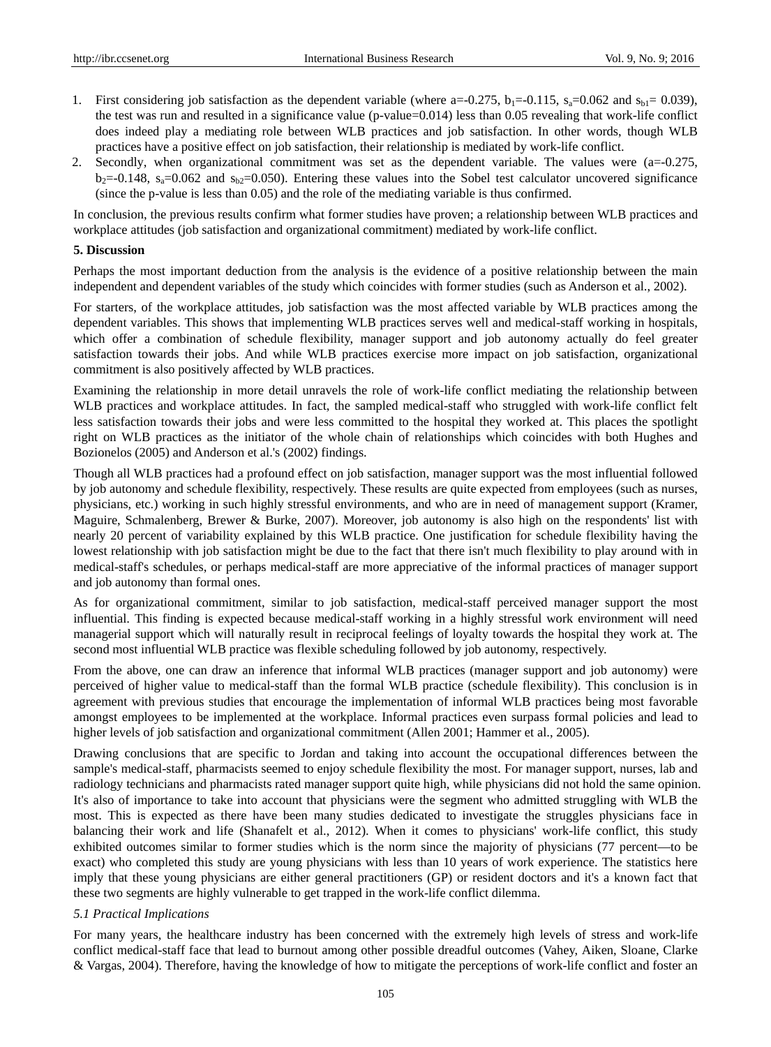1. First considering job satisfaction as the dependent variable (where $a=-0.275$, $b_1=-0.115$, $s_a=0.062$ and $s_{b1}= 0.039$), the test was run and resulted in a significance value (p-value=0.014) less than 0.05 revealing that work-life conflict does indeed play a mediating role between WLB practices and job satisfaction. In other words, though WLB practices have a positive effect on job satisfaction, their relationship is mediated by work-life conflict.
2. Secondly, when organizational commitment was set as the dependent variable. The values were ($a=-0.275$, $b_2=-0.148$, $s_a=0.062$ and $s_{b2}=0.050$). Entering these values into the Sobel test calculator uncovered significance (since the p-value is less than 0.05) and the role of the mediating variable is thus confirmed.

In conclusion, the previous results confirm what former studies have proven; a relationship between WLB practices and workplace attitudes (job satisfaction and organizational commitment) mediated by work-life conflict.

## 5. Discussion

Perhaps the most important deduction from the analysis is the evidence of a positive relationship between the main independent and dependent variables of the study which coincides with former studies (such as Anderson et al., 2002).

For starters, of the workplace attitudes, job satisfaction was the most affected variable by WLB practices among the dependent variables. This shows that implementing WLB practices serves well and medical-staff working in hospitals, which offer a combination of schedule flexibility, manager support and job autonomy actually do feel greater satisfaction towards their jobs. And while WLB practices exercise more impact on job satisfaction, organizational commitment is also positively affected by WLB practices.

Examining the relationship in more detail unravels the role of work-life conflict mediating the relationship between WLB practices and workplace attitudes. In fact, the sampled medical-staff who struggled with work-life conflict felt less satisfaction towards their jobs and were less committed to the hospital they worked at. This places the spotlight right on WLB practices as the initiator of the whole chain of relationships which coincides with both Hughes and Bozionelos (2005) and Anderson et al.'s (2002) findings.

Though all WLB practices had a profound effect on job satisfaction, manager support was the most influential followed by job autonomy and schedule flexibility, respectively. These results are quite expected from employees (such as nurses, physicians, etc.) working in such highly stressful environments, and who are in need of management support (Kramer, Maguire, Schmalenberg, Brewer & Burke, 2007). Moreover, job autonomy is also high on the respondents' list with nearly 20 percent of variability explained by this WLB practice. One justification for schedule flexibility having the lowest relationship with job satisfaction might be due to the fact that there isn't much flexibility to play around with in medical-staff's schedules, or perhaps medical-staff are more appreciative of the informal practices of manager support and job autonomy than formal ones.

As for organizational commitment, similar to job satisfaction, medical-staff perceived manager support the most influential. This finding is expected because medical-staff working in a highly stressful work environment will need managerial support which will naturally result in reciprocal feelings of loyalty towards the hospital they work at. The second most influential WLB practice was flexible scheduling followed by job autonomy, respectively.

From the above, one can draw an inference that informal WLB practices (manager support and job autonomy) were perceived of higher value to medical-staff than the formal WLB practice (schedule flexibility). This conclusion is in agreement with previous studies that encourage the implementation of informal WLB practices being most favorable amongst employees to be implemented at the workplace. Informal practices even surpass formal policies and lead to higher levels of job satisfaction and organizational commitment (Allen 2001; Hammer et al., 2005).

Drawing conclusions that are specific to Jordan and taking into account the occupational differences between the sample's medical-staff, pharmacists seemed to enjoy schedule flexibility the most. For manager support, nurses, lab and radiology technicians and pharmacists rated manager support quite high, while physicians did not hold the same opinion. It's also of importance to take into account that physicians were the segment who admitted struggling with WLB the most. This is expected as there have been many studies dedicated to investigate the struggles physicians face in balancing their work and life (Shanafelt et al., 2012). When it comes to physicians' work-life conflict, this study exhibited outcomes similar to former studies which is the norm since the majority of physicians (77 percent—to be exact) who completed this study are young physicians with less than 10 years of work experience. The statistics here imply that these young physicians are either general practitioners (GP) or resident doctors and it's a known fact that these two segments are highly vulnerable to get trapped in the work-life conflict dilemma.

### *5.1 Practical Implications*

For many years, the healthcare industry has been concerned with the extremely high levels of stress and work-life conflict medical-staff face that lead to burnout among other possible dreadful outcomes (Vahey, Aiken, Sloane, Clarke & Vargas, 2004). Therefore, having the knowledge of how to mitigate the perceptions of work-life conflict and foster an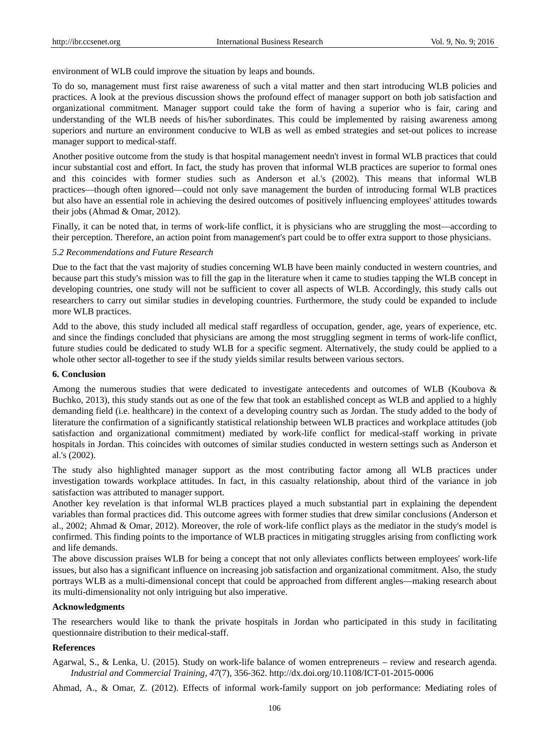environment of WLB could improve the situation by leaps and bounds.

To do so, management must first raise awareness of such a vital matter and then start introducing WLB policies and practices. A look at the previous discussion shows the profound effect of manager support on both job satisfaction and organizational commitment. Manager support could take the form of having a superior who is fair, caring and understanding of the WLB needs of his/her subordinates. This could be implemented by raising awareness among superiors and nurture an environment conducive to WLB as well as embed strategies and set-out polices to increase manager support to medical-staff.

Another positive outcome from the study is that hospital management needn't invest in formal WLB practices that could incur substantial cost and effort. In fact, the study has proven that informal WLB practices are superior to formal ones and this coincides with former studies such as Anderson et al.'s (2002). This means that informal WLB practices—though often ignored—could not only save management the burden of introducing formal WLB practices but also have an essential role in achieving the desired outcomes of positively influencing employees' attitudes towards their jobs (Ahmad & Omar, 2012).

Finally, it can be noted that, in terms of work-life conflict, it is physicians who are struggling the most—according to their perception. Therefore, an action point from management's part could be to offer extra support to those physicians.

### *5.2 Recommendations and Future Research*

Due to the fact that the vast majority of studies concerning WLB have been mainly conducted in western countries, and because part this study's mission was to fill the gap in the literature when it came to studies tapping the WLB concept in developing countries, one study will not be sufficient to cover all aspects of WLB. Accordingly, this study calls out researchers to carry out similar studies in developing countries. Furthermore, the study could be expanded to include more WLB practices.

Add to the above, this study included all medical staff regardless of occupation, gender, age, years of experience, etc. and since the findings concluded that physicians are among the most struggling segment in terms of work-life conflict, future studies could be dedicated to study WLB for a specific segment. Alternatively, the study could be applied to a whole other sector all-together to see if the study yields similar results between various sectors.

## 6. Conclusion

Among the numerous studies that were dedicated to investigate antecedents and outcomes of WLB (Koubova & Buchko, 2013), this study stands out as one of the few that took an established concept as WLB and applied to a highly demanding field (i.e. healthcare) in the context of a developing country such as Jordan. The study added to the body of literature the confirmation of a significantly statistical relationship between WLB practices and workplace attitudes (job satisfaction and organizational commitment) mediated by work-life conflict for medical-staff working in private hospitals in Jordan. This coincides with outcomes of similar studies conducted in western settings such as Anderson et al.'s (2002).

The study also highlighted manager support as the most contributing factor among all WLB practices under investigation towards workplace attitudes. In fact, in this casualty relationship, about third of the variance in job satisfaction was attributed to manager support.

Another key revelation is that informal WLB practices played a much substantial part in explaining the dependent variables than formal practices did. This outcome agrees with former studies that drew similar conclusions (Anderson et al., 2002; Ahmad & Omar, 2012). Moreover, the role of work-life conflict plays as the mediator in the study's model is confirmed. This finding points to the importance of WLB practices in mitigating struggles arising from conflicting work and life demands.

The above discussion praises WLB for being a concept that not only alleviates conflicts between employees' work-life issues, but also has a significant influence on increasing job satisfaction and organizational commitment. Also, the study portrays WLB as a multi-dimensional concept that could be approached from different angles—making research about its multi-dimensionality not only intriguing but also imperative.

## Acknowledgments

The researchers would like to thank the private hospitals in Jordan who participated in this study in facilitating questionnaire distribution to their medical-staff.

## References

Agarwal, S., & Lenka, U. (2015). Study on work-life balance of women entrepreneurs – review and research agenda. *Industrial and Commercial Training, 47*(7), 356-362. http://dx.doi.org/10.1108/ICT-01-2015-0006

Ahmad, A., & Omar, Z. (2012). Effects of informal work-family support on job performance: Mediating roles of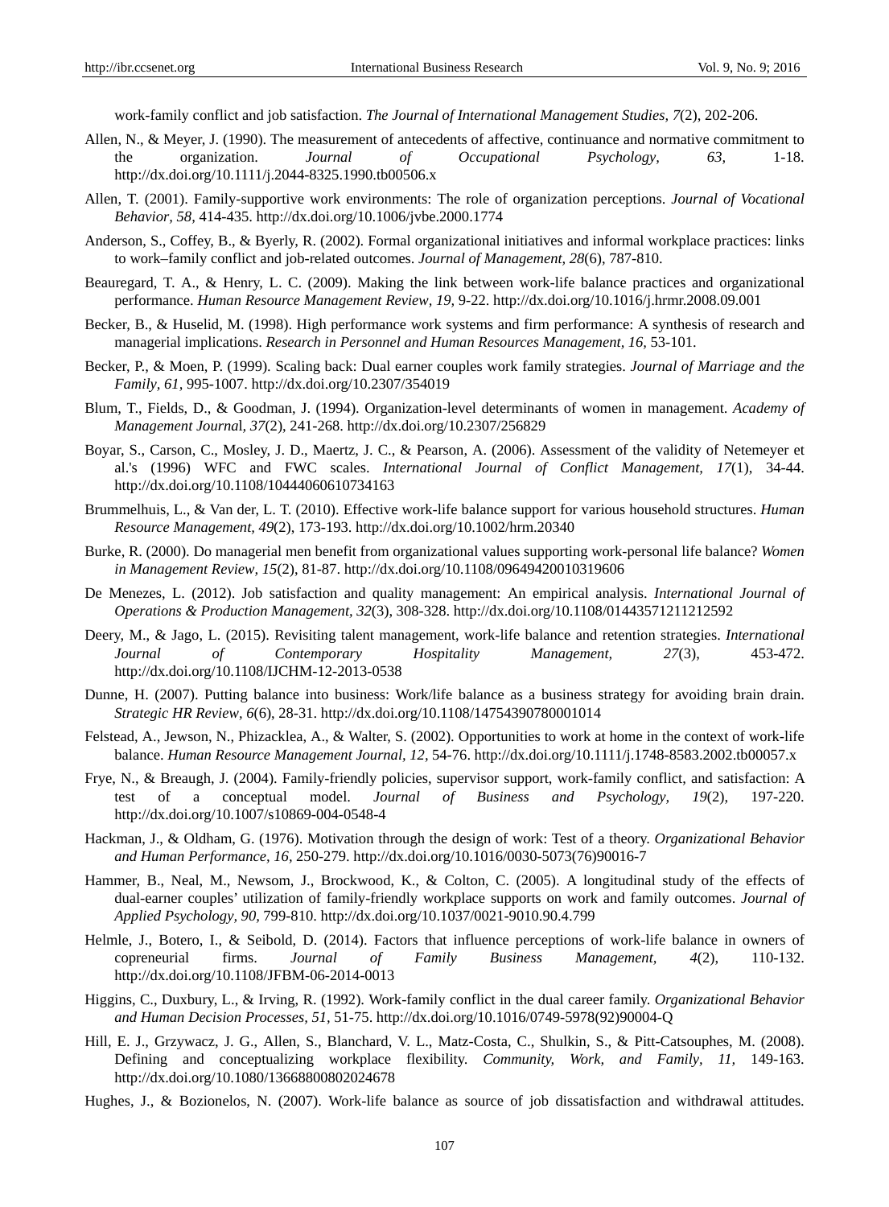work-family conflict and job satisfaction. *The Journal of International Management Studies, 7*(2), 202-206.

Allen, N., & Meyer, J. (1990). The measurement of antecedents of affective, continuance and normative commitment to the organization. *Journal of Occupational Psychology, 63,* 1-18. http://dx.doi.org/10.1111/j.2044-8325.1990.tb00506.x

Allen, T. (2001). Family-supportive work environments: The role of organization perceptions. *Journal of Vocational Behavior, 58,* 414-435. http://dx.doi.org/10.1006/jvbe.2000.1774

Anderson, S., Coffey, B., & Byerly, R. (2002). Formal organizational initiatives and informal workplace practices: links to work–family conflict and job-related outcomes. *Journal of Management, 28*(6), 787-810.

Beauregard, T. A., & Henry, L. C. (2009). Making the link between work-life balance practices and organizational performance. *Human Resource Management Review, 19,* 9-22. http://dx.doi.org/10.1016/j.hrmr.2008.09.001

Becker, B., & Huselid, M. (1998). High performance work systems and firm performance: A synthesis of research and managerial implications. *Research in Personnel and Human Resources Management, 16,* 53-101.

Becker, P., & Moen, P. (1999). Scaling back: Dual earner couples work family strategies. *Journal of Marriage and the Family, 61,* 995-1007. http://dx.doi.org/10.2307/354019

Blum, T., Fields, D., & Goodman, J. (1994). Organization-level determinants of women in management. *Academy of Management Journa*l, *37*(2), 241-268. http://dx.doi.org/10.2307/256829

Boyar, S., Carson, C., Mosley, J. D., Maertz, J. C., & Pearson, A. (2006). Assessment of the validity of Netemeyer et al.'s (1996) WFC and FWC scales. *International Journal of Conflict Management, 17*(1), 34-44. http://dx.doi.org/10.1108/10444060610734163

Brummelhuis, L., & Van der, L. T. (2010). Effective work-life balance support for various household structures. *Human Resource Management, 49*(2), 173-193. http://dx.doi.org/10.1002/hrm.20340

Burke, R. (2000). Do managerial men benefit from organizational values supporting work-personal life balance? *Women in Management Review, 15*(2), 81-87. http://dx.doi.org/10.1108/09649420010319606

De Menezes, L. (2012). Job satisfaction and quality management: An empirical analysis. *International Journal of Operations & Production Management, 32*(3), 308-328. http://dx.doi.org/10.1108/01443571211212592

Deery, M., & Jago, L. (2015). Revisiting talent management, work-life balance and retention strategies. *International Journal of Contemporary Hospitality Management, 27*(3), 453-472. http://dx.doi.org/10.1108/IJCHM-12-2013-0538

Dunne, H. (2007). Putting balance into business: Work/life balance as a business strategy for avoiding brain drain. *Strategic HR Review, 6*(6), 28-31. http://dx.doi.org/10.1108/14754390780001014

Felstead, A., Jewson, N., Phizacklea, A., & Walter, S. (2002). Opportunities to work at home in the context of work-life balance. *Human Resource Management Journal, 12,* 54-76. http://dx.doi.org/10.1111/j.1748-8583.2002.tb00057.x

Frye, N., & Breaugh, J. (2004). Family-friendly policies, supervisor support, work-family conflict, and satisfaction: A test of a conceptual model. *Journal of Business and Psychology, 19*(2), 197-220. http://dx.doi.org/10.1007/s10869-004-0548-4

Hackman, J., & Oldham, G. (1976). Motivation through the design of work: Test of a theory. *Organizational Behavior and Human Performance, 16,* 250-279. http://dx.doi.org/10.1016/0030-5073(76)90016-7

Hammer, B., Neal, M., Newsom, J., Brockwood, K., & Colton, C. (2005). A longitudinal study of the effects of dual-earner couples' utilization of family-friendly workplace supports on work and family outcomes. *Journal of Applied Psychology, 90,* 799-810. http://dx.doi.org/10.1037/0021-9010.90.4.799

Helmle, J., Botero, I., & Seibold, D. (2014). Factors that influence perceptions of work-life balance in owners of copreneurial firms. *Journal of Family Business Management, 4*(2), 110-132. http://dx.doi.org/10.1108/JFBM-06-2014-0013

Higgins, C., Duxbury, L., & Irving, R. (1992). Work-family conflict in the dual career family. *Organizational Behavior and Human Decision Processes, 51,* 51-75. http://dx.doi.org/10.1016/0749-5978(92)90004-Q

Hill, E. J., Grzywacz, J. G., Allen, S., Blanchard, V. L., Matz-Costa, C., Shulkin, S., & Pitt-Catsouphes, M. (2008). Defining and conceptualizing workplace flexibility. *Community, Work, and Family, 11,* 149-163. http://dx.doi.org/10.1080/13668800802024678

Hughes, J., & Bozionelos, N. (2007). Work-life balance as source of job dissatisfaction and withdrawal attitudes.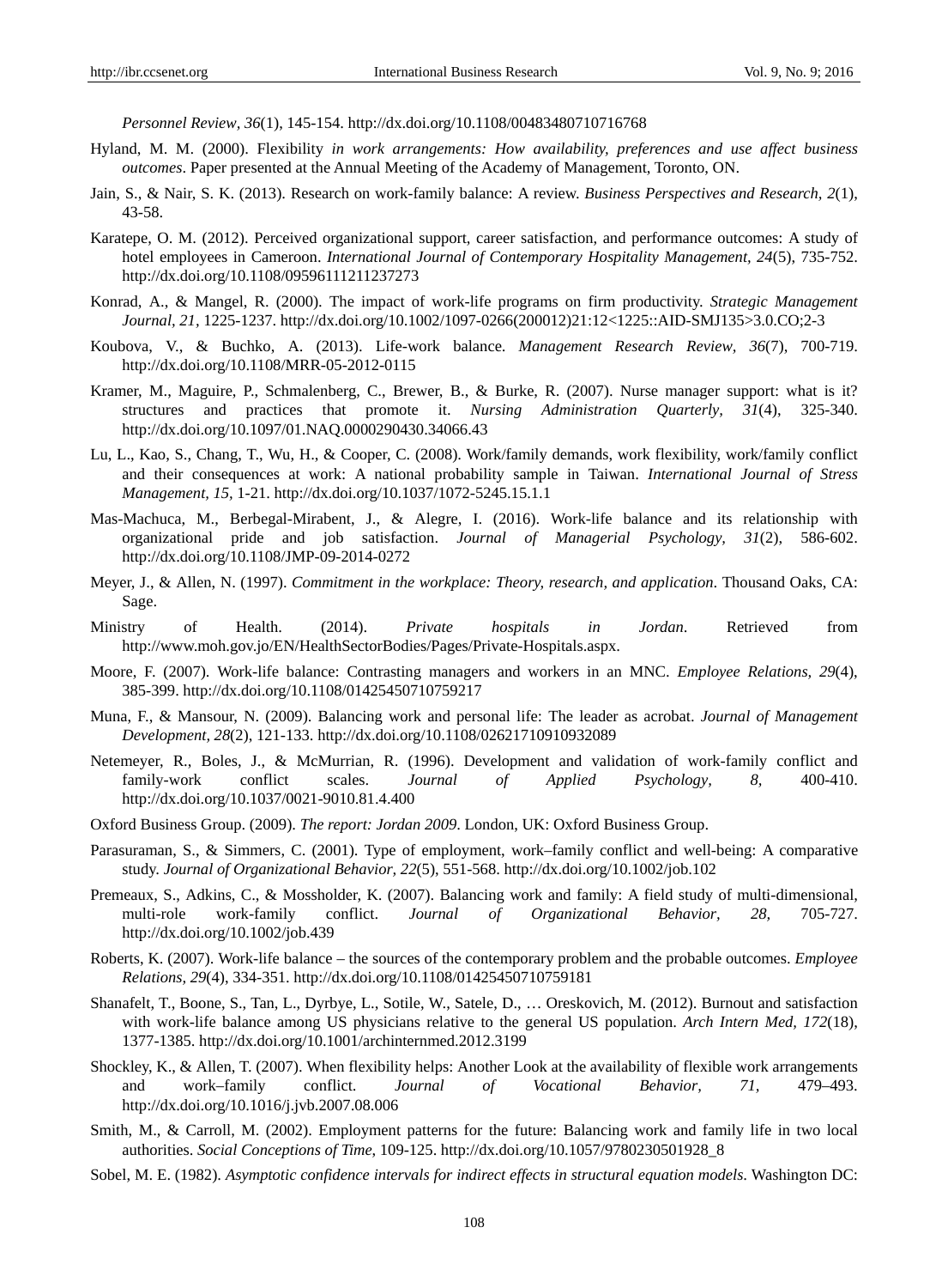*Personnel Review, 36*(1), 145-154. http://dx.doi.org/10.1108/00483480710716768

Hyland, M. M. (2000). Flexibility *in work arrangements: How availability, preferences and use affect business outcomes*. Paper presented at the Annual Meeting of the Academy of Management, Toronto, ON.

Jain, S., & Nair, S. K. (2013). Research on work-family balance: A review. *Business Perspectives and Research, 2*(1), 43-58.

Karatepe, O. M. (2012). Perceived organizational support, career satisfaction, and performance outcomes: A study of hotel employees in Cameroon. *International Journal of Contemporary Hospitality Management, 24*(5), 735-752. http://dx.doi.org/10.1108/09596111211237273

Konrad, A., & Mangel, R. (2000). The impact of work-life programs on firm productivity. *Strategic Management Journal, 21*, 1225-1237. http://dx.doi.org/10.1002/1097-0266(200012)21:12<1225::AID-SMJ135>3.0.CO;2-3

Koubova, V., & Buchko, A. (2013). Life-work balance. *Management Research Review, 36*(7), 700-719. http://dx.doi.org/10.1108/MRR-05-2012-0115

Kramer, M., Maguire, P., Schmalenberg, C., Brewer, B., & Burke, R. (2007). Nurse manager support: what is it? structures and practices that promote it. *Nursing Administration Quarterly, 31*(4), 325-340. http://dx.doi.org/10.1097/01.NAQ.0000290430.34066.43

Lu, L., Kao, S., Chang, T., Wu, H., & Cooper, C. (2008). Work/family demands, work flexibility, work/family conflict and their consequences at work: A national probability sample in Taiwan. *International Journal of Stress Management, 15*, 1-21. http://dx.doi.org/10.1037/1072-5245.15.1.1

Mas-Machuca, M., Berbegal-Mirabent, J., & Alegre, I. (2016). Work-life balance and its relationship with organizational pride and job satisfaction. *Journal of Managerial Psychology, 31*(2), 586-602. http://dx.doi.org/10.1108/JMP-09-2014-0272

Meyer, J., & Allen, N. (1997). *Commitment in the workplace: Theory, research, and application*. Thousand Oaks, CA: Sage.

Ministry of Health. (2014). *Private hospitals in Jordan*. Retrieved from http://www.moh.gov.jo/EN/HealthSectorBodies/Pages/Private-Hospitals.aspx.

Moore, F. (2007). Work-life balance: Contrasting managers and workers in an MNC. *Employee Relations, 29*(4), 385-399. http://dx.doi.org/10.1108/01425450710759217

Muna, F., & Mansour, N. (2009). Balancing work and personal life: The leader as acrobat. *Journal of Management Development, 28*(2), 121-133. http://dx.doi.org/10.1108/02621710910932089

Netemeyer, R., Boles, J., & McMurrian, R. (1996). Development and validation of work-family conflict and family-work conflict scales. *Journal of Applied Psychology, 8*, 400-410. http://dx.doi.org/10.1037/0021-9010.81.4.400

Oxford Business Group. (2009). *The report: Jordan 2009*. London, UK: Oxford Business Group.

Parasuraman, S., & Simmers, C. (2001). Type of employment, work–family conflict and well-being: A comparative study. *Journal of Organizational Behavior, 22*(5), 551-568. http://dx.doi.org/10.1002/job.102

Premeaux, S., Adkins, C., & Mossholder, K. (2007). Balancing work and family: A field study of multi-dimensional, multi-role work-family conflict. *Journal of Organizational Behavior, 28*, 705-727. http://dx.doi.org/10.1002/job.439

Roberts, K. (2007). Work-life balance – the sources of the contemporary problem and the probable outcomes. *Employee Relations, 29*(4), 334-351. http://dx.doi.org/10.1108/01425450710759181

Shanafelt, T., Boone, S., Tan, L., Dyrbye, L., Sotile, W., Satele, D., … Oreskovich, M. (2012). Burnout and satisfaction with work-life balance among US physicians relative to the general US population. *Arch Intern Med, 172*(18), 1377-1385. http://dx.doi.org/10.1001/archinternmed.2012.3199

Shockley, K., & Allen, T. (2007). When flexibility helps: Another Look at the availability of flexible work arrangements and work–family conflict. *Journal of Vocational Behavior, 71*, 479–493. http://dx.doi.org/10.1016/j.jvb.2007.08.006

Smith, M., & Carroll, M. (2002). Employment patterns for the future: Balancing work and family life in two local authorities. *Social Conceptions of Time*, 109-125. http://dx.doi.org/10.1057/9780230501928_8

Sobel, M. E. (1982). *Asymptotic confidence intervals for indirect effects in structural equation models*. Washington DC: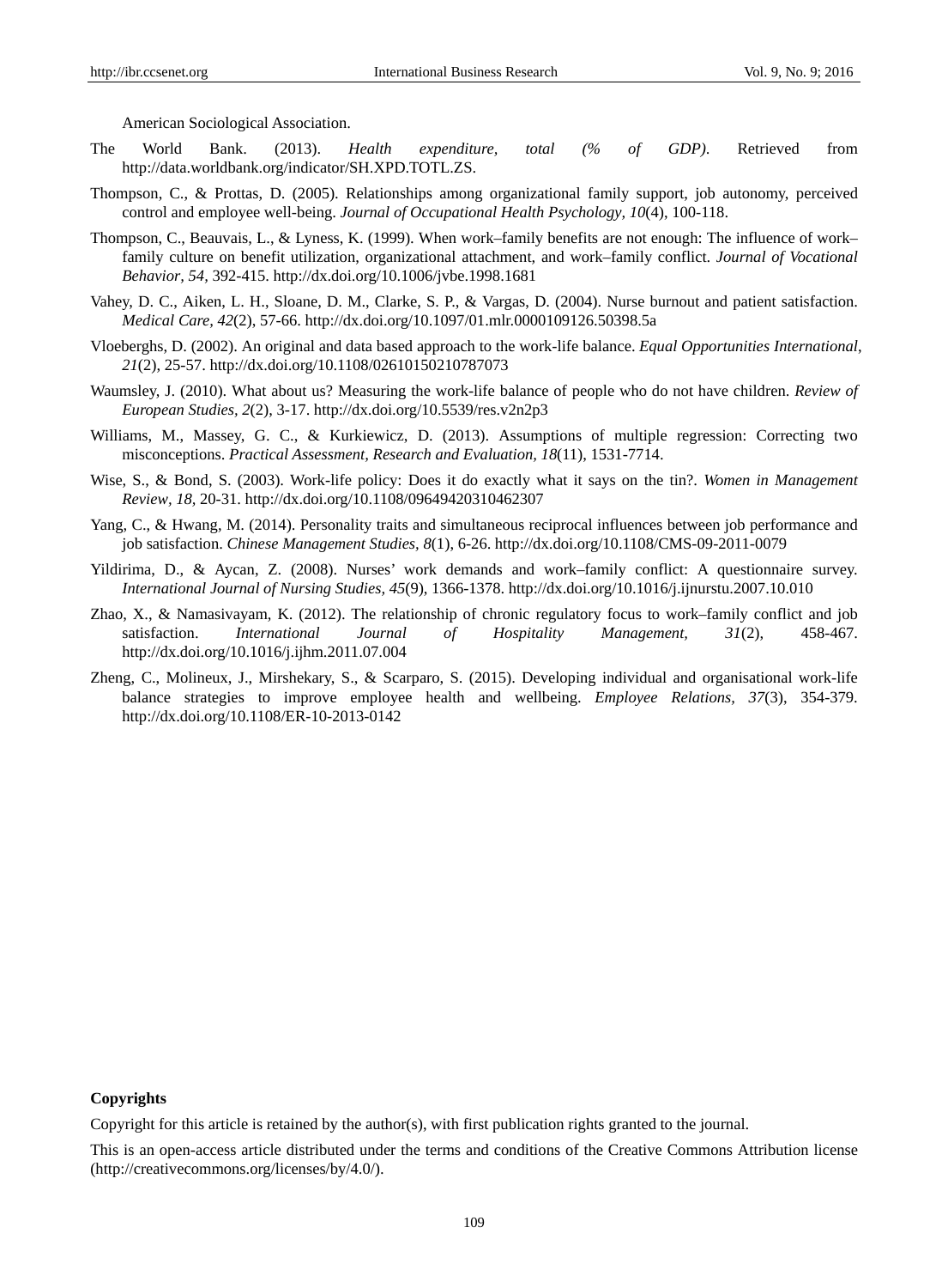American Sociological Association.

The World Bank. (2013). *Health expenditure, total (% of GDP)*. Retrieved from http://data.worldbank.org/indicator/SH.XPD.TOTL.ZS.

Thompson, C., & Prottas, D. (2005). Relationships among organizational family support, job autonomy, perceived control and employee well-being. *Journal of Occupational Health Psychology, 10*(4), 100-118.

Thompson, C., Beauvais, L., & Lyness, K. (1999). When work–family benefits are not enough: The influence of work–family culture on benefit utilization, organizational attachment, and work–family conflict. *Journal of Vocational Behavior, 54,* 392-415. http://dx.doi.org/10.1006/jvbe.1998.1681

Vahey, D. C., Aiken, L. H., Sloane, D. M., Clarke, S. P., & Vargas, D. (2004). Nurse burnout and patient satisfaction. *Medical Care, 42*(2), 57-66. http://dx.doi.org/10.1097/01.mlr.0000109126.50398.5a

Vloeberghs, D. (2002). An original and data based approach to the work-life balance. *Equal Opportunities International, 21*(2), 25-57. http://dx.doi.org/10.1108/02610150210787073

Waumsley, J. (2010). What about us? Measuring the work-life balance of people who do not have children. *Review of European Studies, 2*(2), 3-17. http://dx.doi.org/10.5539/res.v2n2p3

Williams, M., Massey, G. C., & Kurkiewicz, D. (2013). Assumptions of multiple regression: Correcting two misconceptions. *Practical Assessment, Research and Evaluation, 18*(11), 1531-7714.

Wise, S., & Bond, S. (2003). Work-life policy: Does it do exactly what it says on the tin?. *Women in Management Review, 18,* 20-31. http://dx.doi.org/10.1108/09649420310462307

Yang, C., & Hwang, M. (2014). Personality traits and simultaneous reciprocal influences between job performance and job satisfaction. *Chinese Management Studies, 8*(1), 6-26. http://dx.doi.org/10.1108/CMS-09-2011-0079

Yildirima, D., & Aycan, Z. (2008). Nurses' work demands and work–family conflict: A questionnaire survey. *International Journal of Nursing Studies, 45*(9), 1366-1378. http://dx.doi.org/10.1016/j.ijnurstu.2007.10.010

Zhao, X., & Namasivayam, K. (2012). The relationship of chronic regulatory focus to work–family conflict and job satisfaction. *International Journal of Hospitality Management, 31*(2), 458-467. http://dx.doi.org/10.1016/j.ijhm.2011.07.004

Zheng, C., Molineux, J., Mirshekary, S., & Scarparo, S. (2015). Developing individual and organisational work-life balance strategies to improve employee health and wellbeing. *Employee Relations, 37*(3), 354-379. http://dx.doi.org/10.1108/ER-10-2013-0142

**Copyrights**

Copyright for this article is retained by the author(s), with first publication rights granted to the journal.

This is an open-access article distributed under the terms and conditions of the Creative Commons Attribution license (http://creativecommons.org/licenses/by/4.0/).